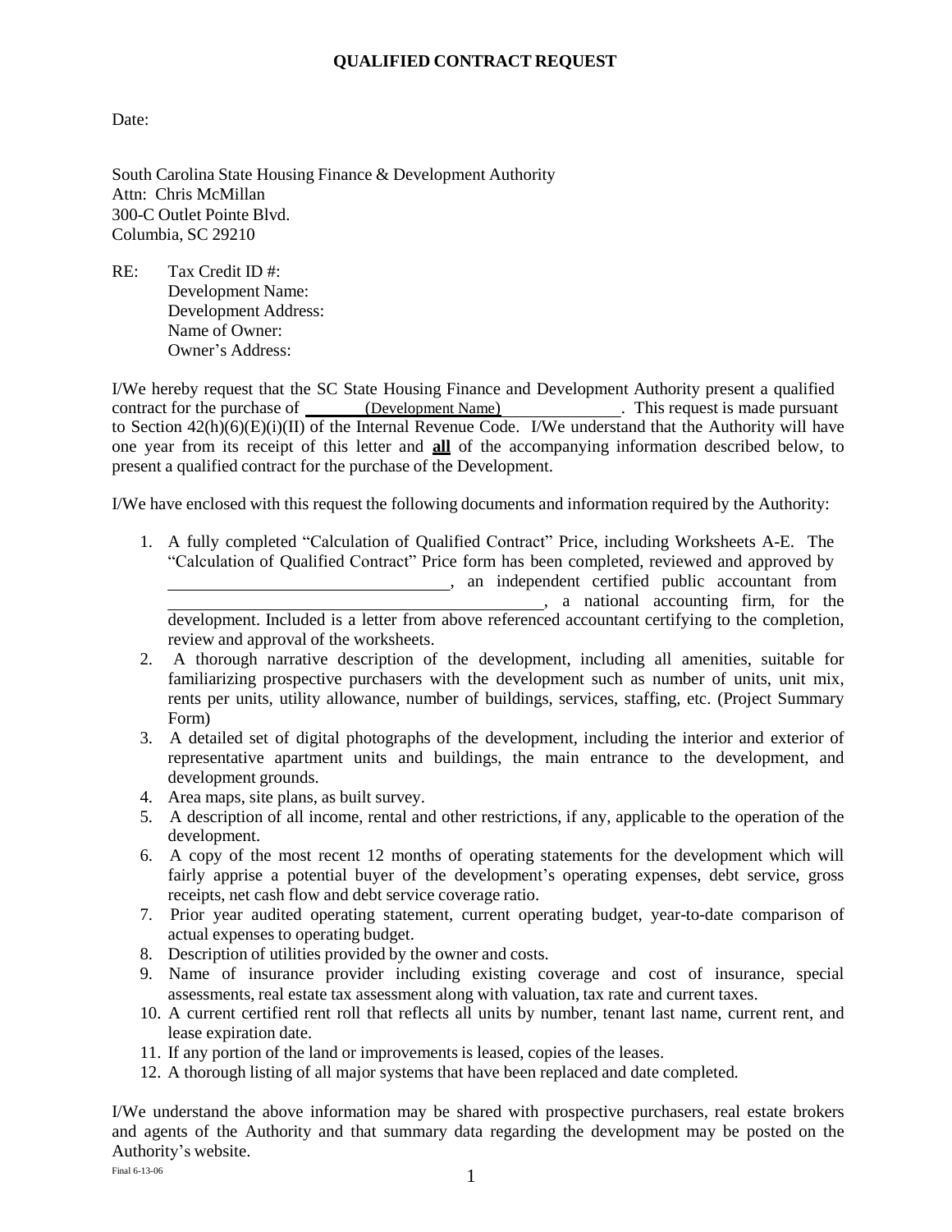# QUALIFIED CONTRACT REQUEST

Date:

South Carolina State Housing Finance & Development Authority
Attn: Chris McMillan
300-C Outlet Pointe Blvd.
Columbia, SC 29210

RE: Tax Credit ID #:
Development Name:
Development Address:
Name of Owner:
Owner's Address:

I/We hereby request that the SC State Housing Finance and Development Authority present a qualified contract for the purchase of ______(Development Name)______. This request is made pursuant to Section 42(h)(6)(E)(i)(II) of the Internal Revenue Code. I/We understand that the Authority will have one year from its receipt of this letter and **all** of the accompanying information described below, to present a qualified contract for the purchase of the Development.

I/We have enclosed with this request the following documents and information required by the Authority:

1. A fully completed "Calculation of Qualified Contract" Price, including Worksheets A-E. The "Calculation of Qualified Contract" Price form has been completed, reviewed and approved by ______________________, an independent certified public accountant from ______________________, a national accounting firm, for the development. Included is a letter from above referenced accountant certifying to the completion, review and approval of the worksheets.
2. A thorough narrative description of the development, including all amenities, suitable for familiarizing prospective purchasers with the development such as number of units, unit mix, rents per units, utility allowance, number of buildings, services, staffing, etc. (Project Summary Form)
3. A detailed set of digital photographs of the development, including the interior and exterior of representative apartment units and buildings, the main entrance to the development, and development grounds.
4. Area maps, site plans, as built survey.
5. A description of all income, rental and other restrictions, if any, applicable to the operation of the development.
6. A copy of the most recent 12 months of operating statements for the development which will fairly apprise a potential buyer of the development's operating expenses, debt service, gross receipts, net cash flow and debt service coverage ratio.
7. Prior year audited operating statement, current operating budget, year-to-date comparison of actual expenses to operating budget.
8. Description of utilities provided by the owner and costs.
9. Name of insurance provider including existing coverage and cost of insurance, special assessments, real estate tax assessment along with valuation, tax rate and current taxes.
10. A current certified rent roll that reflects all units by number, tenant last name, current rent, and lease expiration date.
11. If any portion of the land or improvements is leased, copies of the leases.
12. A thorough listing of all major systems that have been replaced and date completed.

I/We understand the above information may be shared with prospective purchasers, real estate brokers and agents of the Authority and that summary data regarding the development may be posted on the Authority's website.

Final 6-13-06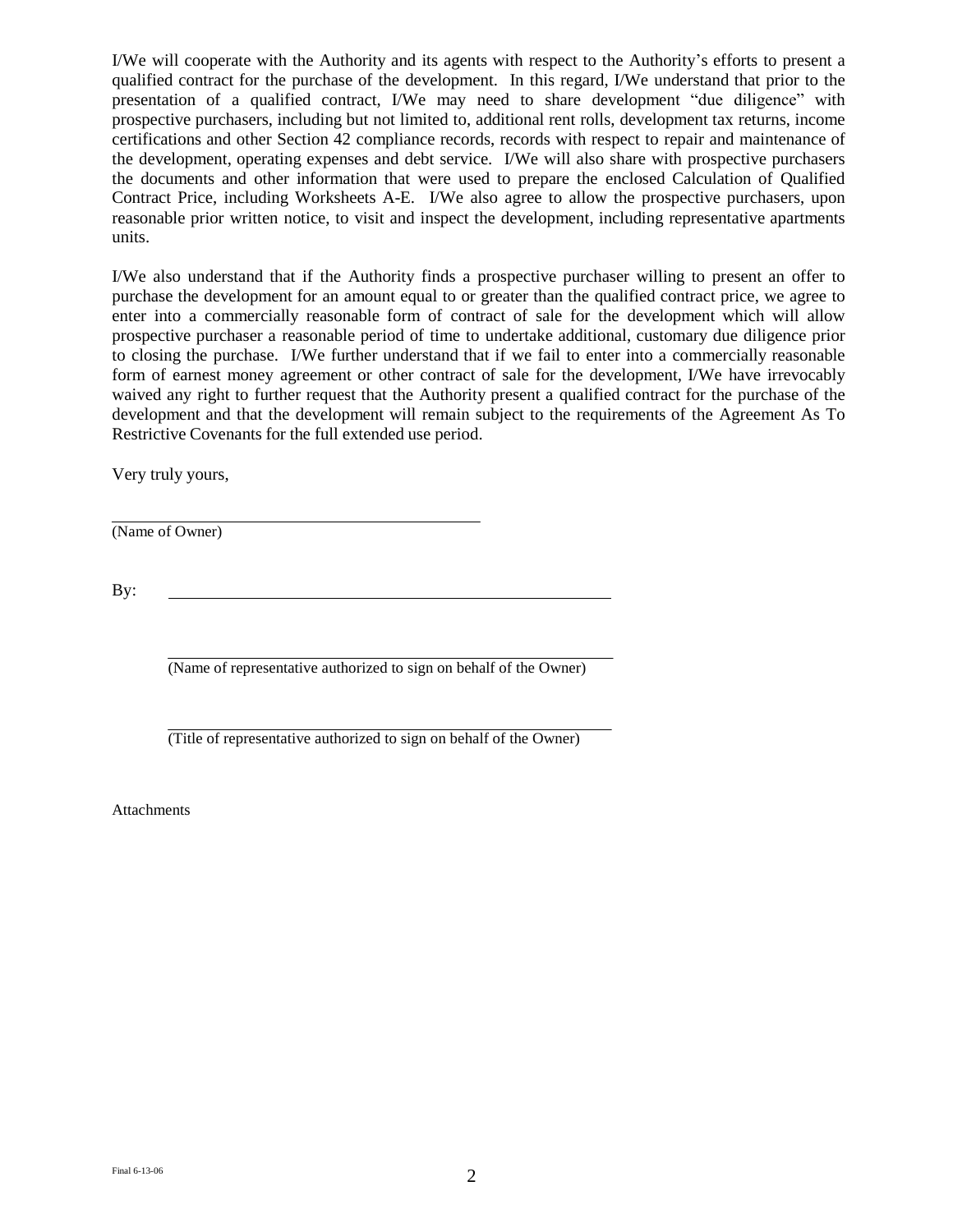I/We will cooperate with the Authority and its agents with respect to the Authority's efforts to present a qualified contract for the purchase of the development. In this regard, I/We understand that prior to the presentation of a qualified contract, I/We may need to share development "due diligence" with prospective purchasers, including but not limited to, additional rent rolls, development tax returns, income certifications and other Section 42 compliance records, records with respect to repair and maintenance of the development, operating expenses and debt service. I/We will also share with prospective purchasers the documents and other information that were used to prepare the enclosed Calculation of Qualified Contract Price, including Worksheets A-E. I/We also agree to allow the prospective purchasers, upon reasonable prior written notice, to visit and inspect the development, including representative apartments units.

I/We also understand that if the Authority finds a prospective purchaser willing to present an offer to purchase the development for an amount equal to or greater than the qualified contract price, we agree to enter into a commercially reasonable form of contract of sale for the development which will allow prospective purchaser a reasonable period of time to undertake additional, customary due diligence prior to closing the purchase. I/We further understand that if we fail to enter into a commercially reasonable form of earnest money agreement or other contract of sale for the development, I/We have irrevocably waived any right to further request that the Authority present a qualified contract for the purchase of the development and that the development will remain subject to the requirements of the Agreement As To Restrictive Covenants for the full extended use period.

Very truly yours,

\_\_\_\_\_\_\_\_\_\_\_\_\_\_\_\_\_\_\_\_\_\_\_\_\_\_\_\_\_\_\_\_\_\_\_\_\_\_\_\_
(Name of Owner)

By: \_\_\_\_\_\_\_\_\_\_\_\_\_\_\_\_\_\_\_\_\_\_\_\_\_\_\_\_\_\_\_\_\_\_\_\_\_\_\_\_

\_\_\_\_\_\_\_\_\_\_\_\_\_\_\_\_\_\_\_\_\_\_\_\_\_\_\_\_\_\_\_\_\_\_\_\_\_\_\_\_
(Name of representative authorized to sign on behalf of the Owner)

\_\_\_\_\_\_\_\_\_\_\_\_\_\_\_\_\_\_\_\_\_\_\_\_\_\_\_\_\_\_\_\_\_\_\_\_\_\_\_\_
(Title of representative authorized to sign on behalf of the Owner)

Attachments

Final 6-13-06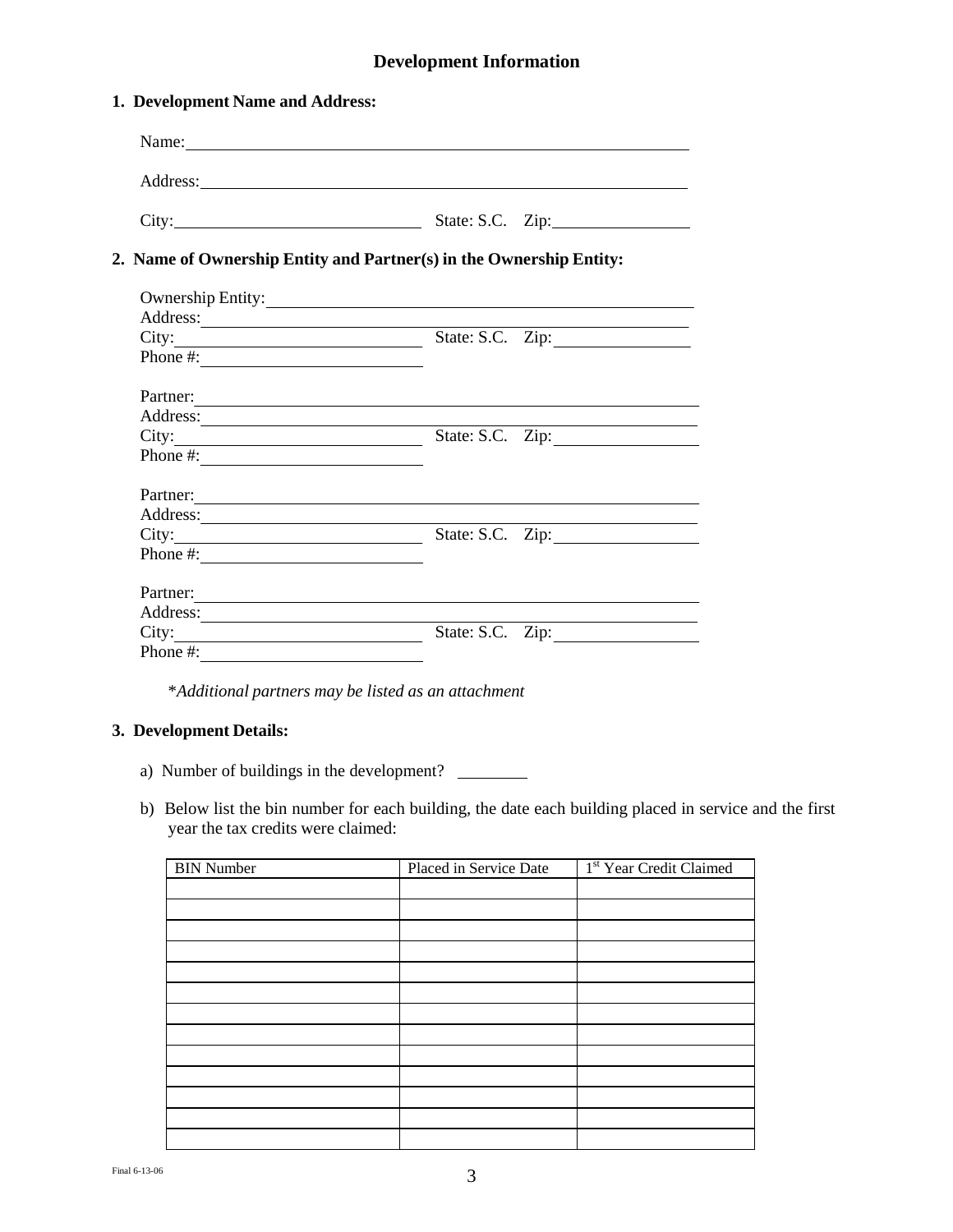## Development Information

### 1. Development Name and Address:

Name: ____________________________________________

Address: ____________________________________________

City: ______________________ State: S.C. Zip: ______________

### 2. Name of Ownership Entity and Partner(s) in the Ownership Entity:

Ownership Entity: ____________________________________________
Address: ____________________________________________
City: ______________________ State: S.C. Zip: ______________
Phone #: ______________________

Partner: ____________________________________________
Address: ____________________________________________
City: ______________________ State: S.C. Zip: ______________
Phone #: ______________________

Partner: ____________________________________________
Address: ____________________________________________
City: ______________________ State: S.C. Zip: ______________
Phone #: ______________________

Partner: ____________________________________________
Address: ____________________________________________
City: ______________________ State: S.C. Zip: ______________
Phone #: ______________________

*\*Additional partners may be listed as an attachment*

### 3. Development Details:

a) Number of buildings in the development? ________

b) Below list the bin number for each building, the date each building placed in service and the first year the tax credits were claimed:

| BIN Number | Placed in Service Date | 1st Year Credit Claimed |
|---|---|---|
| | | |
| | | |
| | | |
| | | |
| | | |
| | | |
| | | |
| | | |
| | | |
| | | |
| | | |
| | | |
| | | |

Final 6-13-06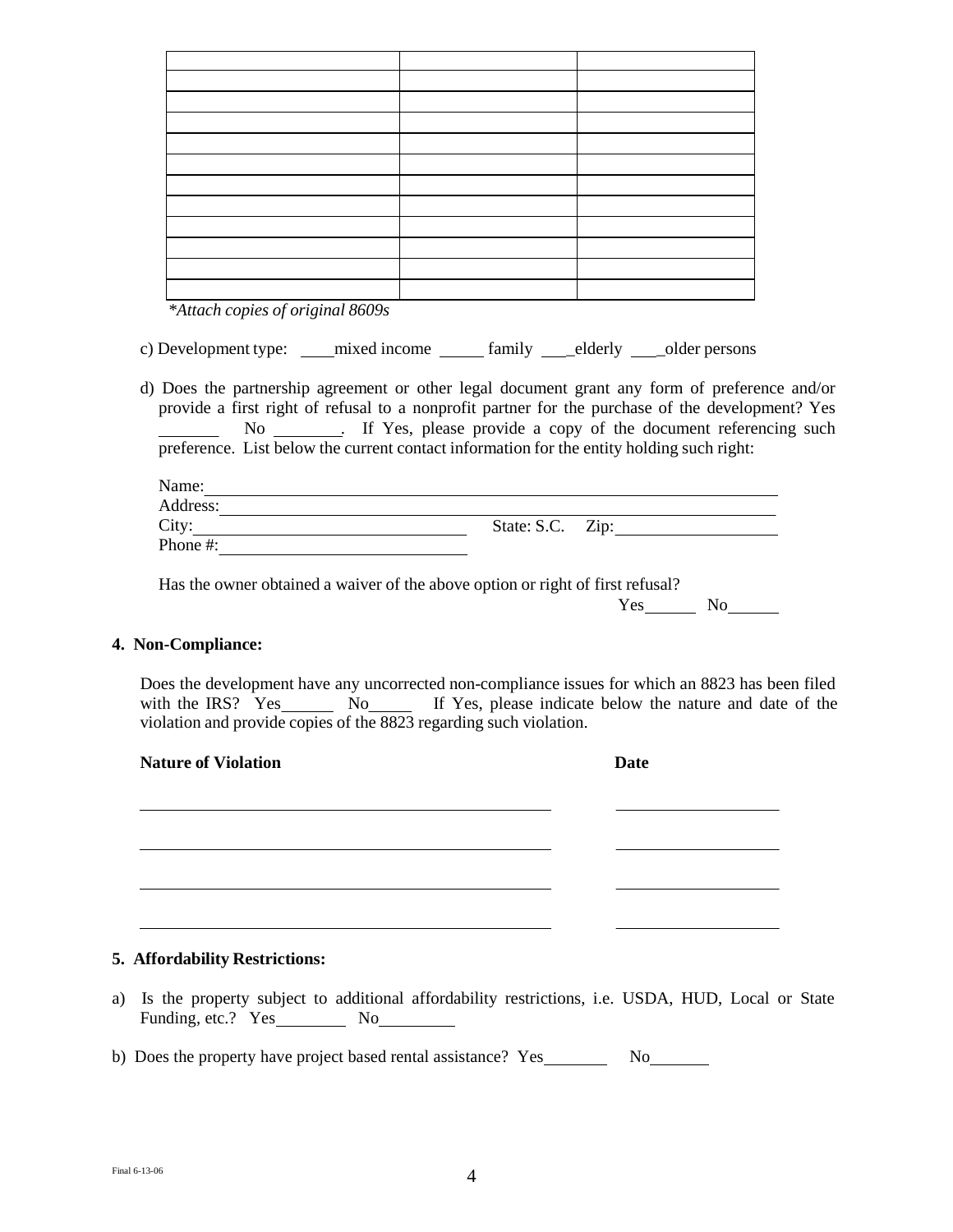| | | |
|---|---|---|
| | | |
| | | |
| | | |
| | | |
| | | |
| | | |
| | | |
| | | |
| | | |
| | | |
| | | |

*\*Attach copies of original 8609s*

c) Development type: \_\_\_\_mixed income \_\_\_\_\_ family \_\_\_elderly \_\_\_older persons

d) Does the partnership agreement or other legal document grant any form of preference and/or provide a first right of refusal to a nonprofit partner for the purchase of the development? Yes \_\_\_\_\_\_\_ No \_\_\_\_\_\_\_\_. If Yes, please provide a copy of the document referencing such preference. List below the current contact information for the entity holding such right:

Name: \_\_\_\_\_\_\_\_\_\_\_\_\_\_\_\_\_\_\_\_\_\_\_\_\_\_\_\_\_\_\_\_\_\_\_\_\_\_\_\_\_\_\_\_\_\_\_\_\_\_\_\_\_\_\_\_

Address: \_\_\_\_\_\_\_\_\_\_\_\_\_\_\_\_\_\_\_\_\_\_\_\_\_\_\_\_\_\_\_\_\_\_\_\_\_\_\_\_\_\_\_\_\_\_\_\_\_\_\_\_\_\_\_

City: \_\_\_\_\_\_\_\_\_\_\_\_\_\_\_\_\_\_\_\_\_\_\_\_\_\_\_ State: S.C. Zip: \_\_\_\_\_\_\_\_\_\_\_\_\_\_\_\_\_

Phone #: \_\_\_\_\_\_\_\_\_\_\_\_\_\_\_\_\_\_\_\_\_\_\_\_\_\_

Has the owner obtained a waiver of the above option or right of first refusal?

Yes\_\_\_\_\_\_ No\_\_\_\_\_\_

**4. Non-Compliance:**

Does the development have any uncorrected non-compliance issues for which an 8823 has been filed with the IRS? Yes\_\_\_\_\_\_ No\_\_\_\_\_ If Yes, please indicate below the nature and date of the violation and provide copies of the 8823 regarding such violation.

| **Nature of Violation** | **Date** |
|---|---|
| | |
| | |
| | |
| | |

**5. Affordability Restrictions:**

a) Is the property subject to additional affordability restrictions, i.e. USDA, HUD, Local or State Funding, etc.? Yes\_\_\_\_\_\_\_\_ No\_\_\_\_\_\_\_\_\_

b) Does the property have project based rental assistance? Yes\_\_\_\_\_\_\_\_ No\_\_\_\_\_\_\_

Final 6-13-06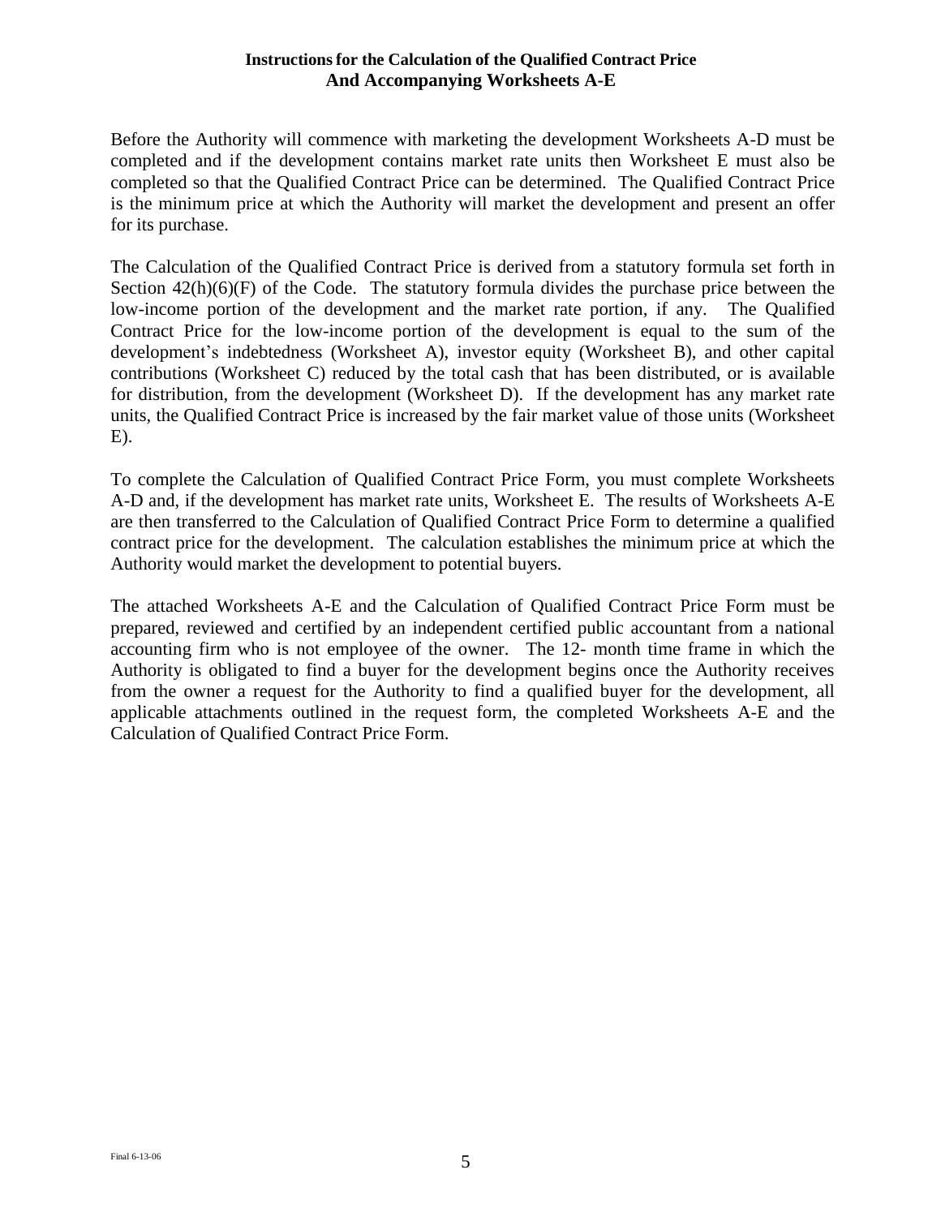## Instructions for the Calculation of the Qualified Contract Price And Accompanying Worksheets A-E

Before the Authority will commence with marketing the development Worksheets A-D must be completed and if the development contains market rate units then Worksheet E must also be completed so that the Qualified Contract Price can be determined. The Qualified Contract Price is the minimum price at which the Authority will market the development and present an offer for its purchase.

The Calculation of the Qualified Contract Price is derived from a statutory formula set forth in Section 42(h)(6)(F) of the Code. The statutory formula divides the purchase price between the low-income portion of the development and the market rate portion, if any. The Qualified Contract Price for the low-income portion of the development is equal to the sum of the development's indebtedness (Worksheet A), investor equity (Worksheet B), and other capital contributions (Worksheet C) reduced by the total cash that has been distributed, or is available for distribution, from the development (Worksheet D). If the development has any market rate units, the Qualified Contract Price is increased by the fair market value of those units (Worksheet E).

To complete the Calculation of Qualified Contract Price Form, you must complete Worksheets A-D and, if the development has market rate units, Worksheet E. The results of Worksheets A-E are then transferred to the Calculation of Qualified Contract Price Form to determine a qualified contract price for the development. The calculation establishes the minimum price at which the Authority would market the development to potential buyers.

The attached Worksheets A-E and the Calculation of Qualified Contract Price Form must be prepared, reviewed and certified by an independent certified public accountant from a national accounting firm who is not employee of the owner. The 12- month time frame in which the Authority is obligated to find a buyer for the development begins once the Authority receives from the owner a request for the Authority to find a qualified buyer for the development, all applicable attachments outlined in the request form, the completed Worksheets A-E and the Calculation of Qualified Contract Price Form.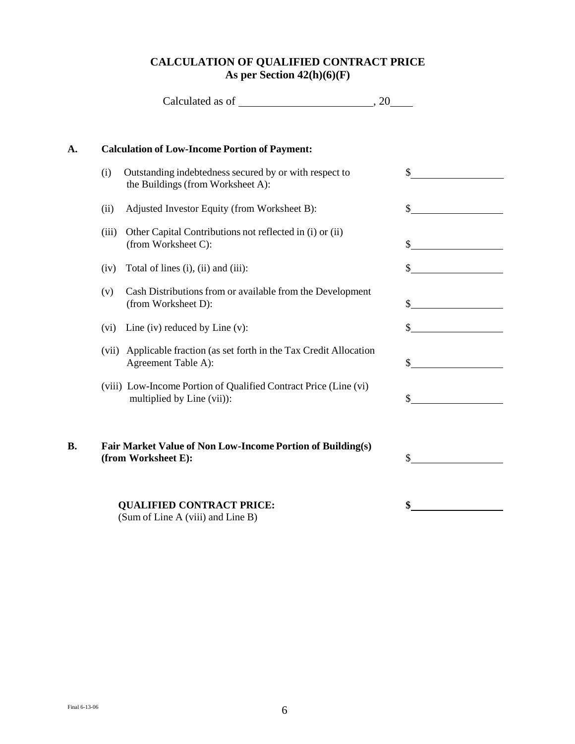# CALCULATION OF QUALIFIED CONTRACT PRICE
## As per Section 42(h)(6)(F)

Calculated as of \_\_\_\_\_\_\_\_\_\_\_\_\_\_\_\_\_\_\_\_\_\_\_\_, 20\_\_\_\_

**A. Calculation of Low-Income Portion of Payment:**

| | | |
|---|---|---|
| (i) | Outstanding indebtedness secured by or with respect to the Buildings (from Worksheet A): | $\_\_\_\_\_\_\_\_\_\_\_\_\_\_\_\_ |
| (ii) | Adjusted Investor Equity (from Worksheet B): | $\_\_\_\_\_\_\_\_\_\_\_\_\_\_\_\_ |
| (iii) | Other Capital Contributions not reflected in (i) or (ii) (from Worksheet C): | $\_\_\_\_\_\_\_\_\_\_\_\_\_\_\_\_ |
| (iv) | Total of lines (i), (ii) and (iii): | $\_\_\_\_\_\_\_\_\_\_\_\_\_\_\_\_ |
| (v) | Cash Distributions from or available from the Development (from Worksheet D): | $\_\_\_\_\_\_\_\_\_\_\_\_\_\_\_\_ |
| (vi) | Line (iv) reduced by Line (v): | $\_\_\_\_\_\_\_\_\_\_\_\_\_\_\_\_ |
| (vii) | Applicable fraction (as set forth in the Tax Credit Allocation Agreement Table A): | $\_\_\_\_\_\_\_\_\_\_\_\_\_\_\_\_ |
| (viii) | Low-Income Portion of Qualified Contract Price (Line (vi) multiplied by Line (vii)): | $\_\_\_\_\_\_\_\_\_\_\_\_\_\_\_\_ |

**B. Fair Market Value of Non Low-Income Portion of Building(s) (from Worksheet E):** $\_\_\_\_\_\_\_\_\_\_\_\_\_\_\_\_

**QUALIFIED CONTRACT PRICE:** **$\_\_\_\_\_\_\_\_\_\_\_\_\_\_\_\_**

(Sum of Line A (viii) and Line B)

Final 6-13-06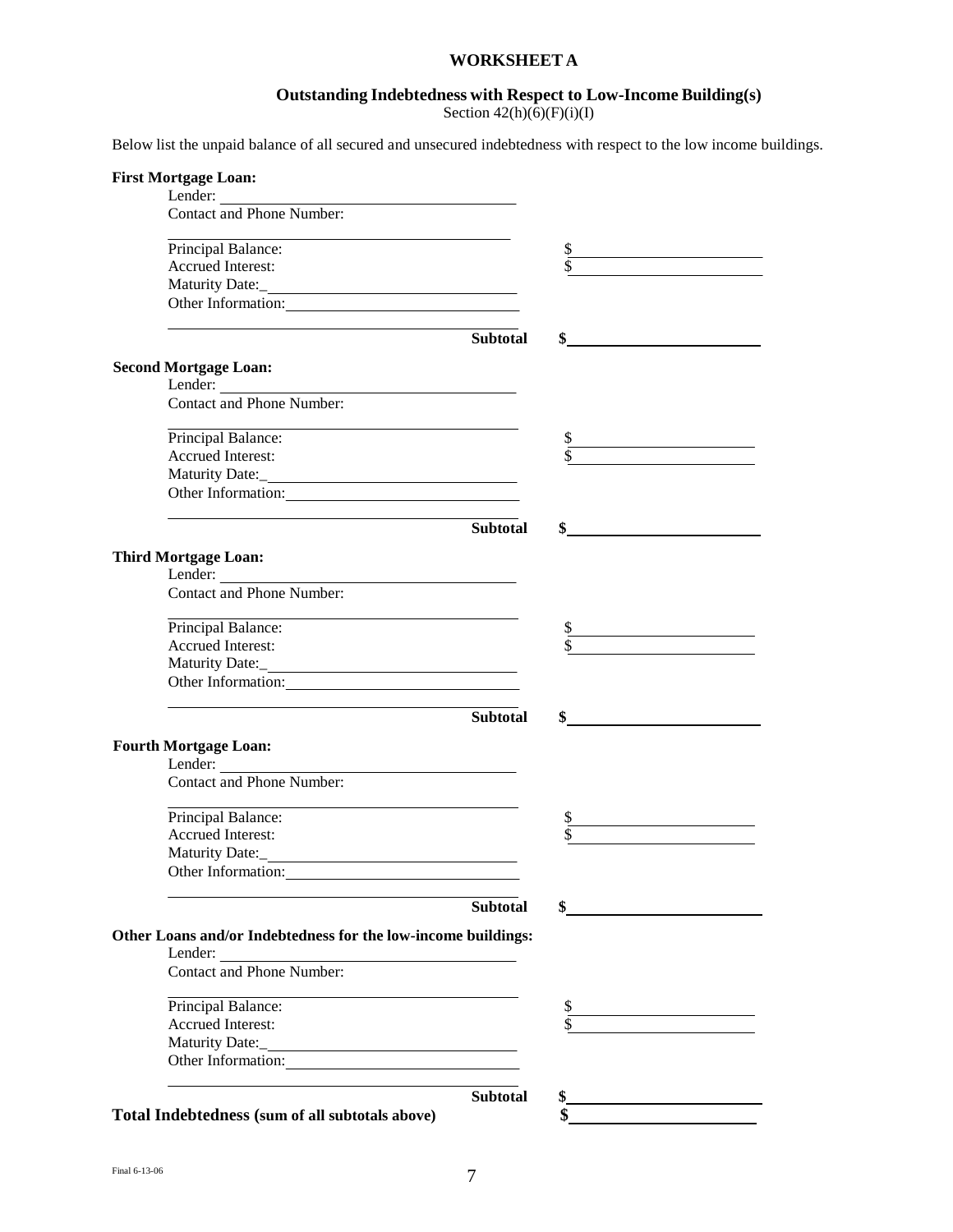# WORKSHEET A

## Outstanding Indebtedness with Respect to Low-Income Building(s)

Section 42(h)(6)(F)(i)(I)

Below list the unpaid balance of all secured and unsecured indebtedness with respect to the low income buildings.

**First Mortgage Loan:**

Lender: ______________________________

Contact and Phone Number:

______________________________

Principal Balance: $______________________

Accrued Interest: $______________________

Maturity Date:______________________

Other Information:______________________

______________________________

**Subtotal** **$**______________________

**Second Mortgage Loan:**

Lender: ______________________________

Contact and Phone Number:

______________________________

Principal Balance: $______________________

Accrued Interest: $______________________

Maturity Date:______________________

Other Information:______________________

______________________________

**Subtotal** **$**______________________

**Third Mortgage Loan:**

Lender: ______________________________

Contact and Phone Number:

______________________________

Principal Balance: $______________________

Accrued Interest: $______________________

Maturity Date:______________________

Other Information:______________________

______________________________

**Subtotal** **$**______________________

**Fourth Mortgage Loan:**

Lender: ______________________________

Contact and Phone Number:

______________________________

Principal Balance: $______________________

Accrued Interest: $______________________

Maturity Date:______________________

Other Information:______________________

______________________________

**Subtotal** **$**______________________

**Other Loans and/or Indebtedness for the low-income buildings:**

Lender: ______________________________

Contact and Phone Number:

______________________________

Principal Balance: $______________________

Accrued Interest: $______________________

Maturity Date:______________________

Other Information:______________________

______________________________

**Subtotal** **$**______________________

**Total Indebtedness (sum of all subtotals above)** **$**______________________

Final 6-13-06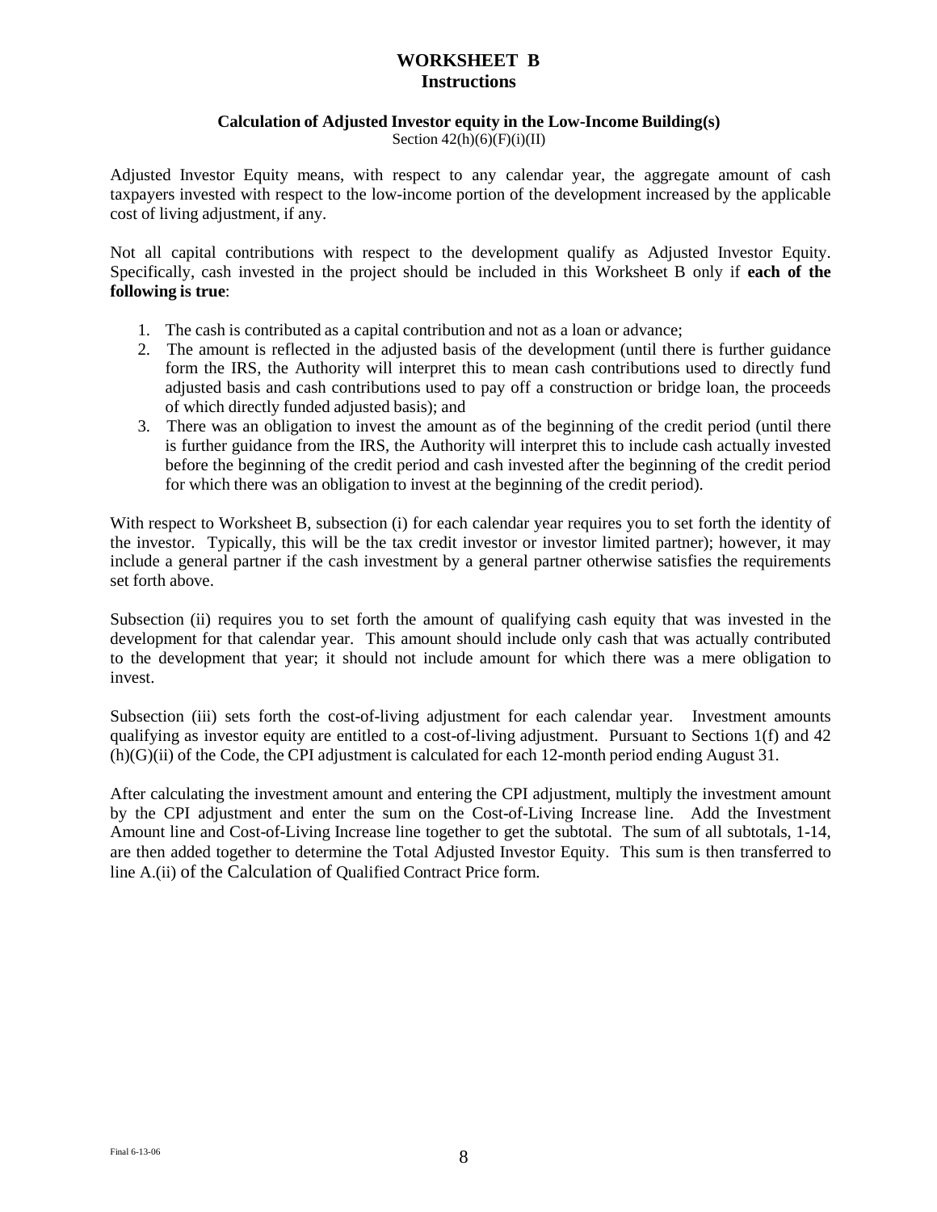# WORKSHEET B
## Instructions

### Calculation of Adjusted Investor equity in the Low-Income Building(s)

Section 42(h)(6)(F)(i)(II)

Adjusted Investor Equity means, with respect to any calendar year, the aggregate amount of cash taxpayers invested with respect to the low-income portion of the development increased by the applicable cost of living adjustment, if any.

Not all capital contributions with respect to the development qualify as Adjusted Investor Equity. Specifically, cash invested in the project should be included in this Worksheet B only if **each of the following is true**:

1. The cash is contributed as a capital contribution and not as a loan or advance;
2. The amount is reflected in the adjusted basis of the development (until there is further guidance form the IRS, the Authority will interpret this to mean cash contributions used to directly fund adjusted basis and cash contributions used to pay off a construction or bridge loan, the proceeds of which directly funded adjusted basis); and
3. There was an obligation to invest the amount as of the beginning of the credit period (until there is further guidance from the IRS, the Authority will interpret this to include cash actually invested before the beginning of the credit period and cash invested after the beginning of the credit period for which there was an obligation to invest at the beginning of the credit period).

With respect to Worksheet B, subsection (i) for each calendar year requires you to set forth the identity of the investor. Typically, this will be the tax credit investor or investor limited partner); however, it may include a general partner if the cash investment by a general partner otherwise satisfies the requirements set forth above.

Subsection (ii) requires you to set forth the amount of qualifying cash equity that was invested in the development for that calendar year. This amount should include only cash that was actually contributed to the development that year; it should not include amount for which there was a mere obligation to invest.

Subsection (iii) sets forth the cost-of-living adjustment for each calendar year. Investment amounts qualifying as investor equity are entitled to a cost-of-living adjustment. Pursuant to Sections 1(f) and 42 (h)(G)(ii) of the Code, the CPI adjustment is calculated for each 12-month period ending August 31.

After calculating the investment amount and entering the CPI adjustment, multiply the investment amount by the CPI adjustment and enter the sum on the Cost-of-Living Increase line. Add the Investment Amount line and Cost-of-Living Increase line together to get the subtotal. The sum of all subtotals, 1-14, are then added together to determine the Total Adjusted Investor Equity. This sum is then transferred to line A.(ii) of the Calculation of Qualified Contract Price form.

Final 6-13-06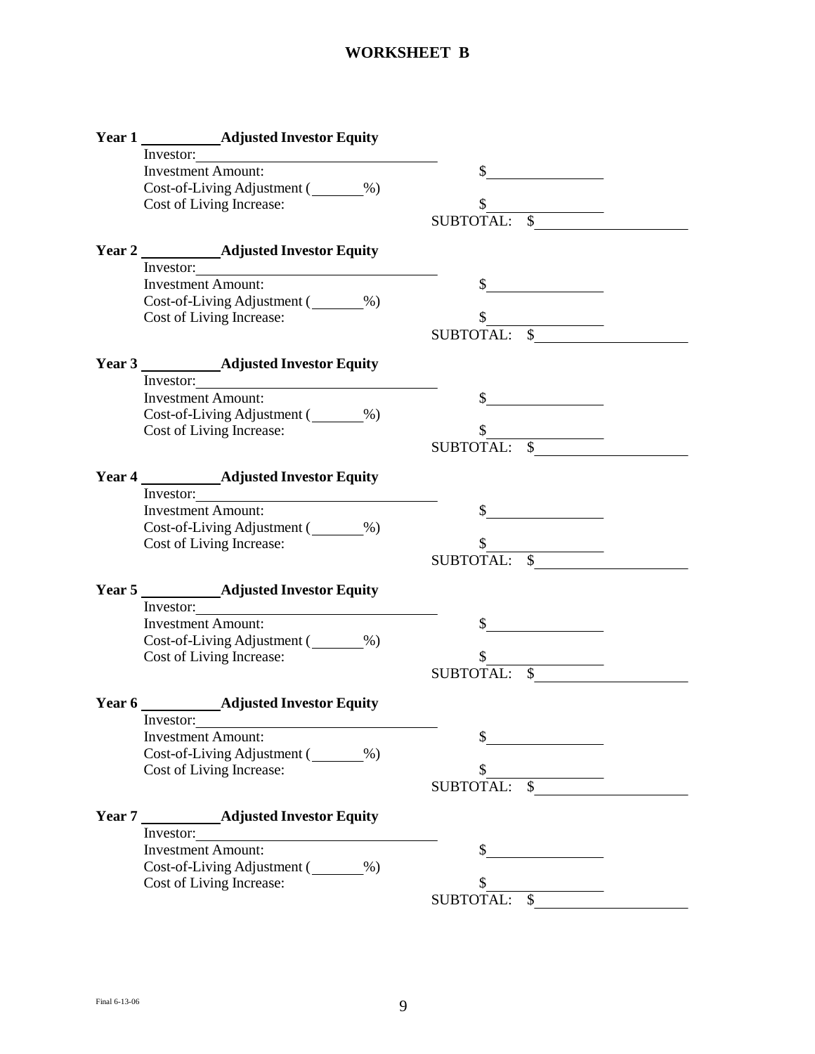# WORKSHEET B

**Year 1 \_\_\_\_\_\_\_\_\_\_ Adjusted Investor Equity**

Investor: \_\_\_\_\_\_\_\_\_\_\_\_\_\_\_\_\_\_\_\_\_\_\_\_\_\_\_\_\_\_

Investment Amount: $ \_\_\_\_\_\_\_\_\_\_\_\_\_\_\_

Cost-of-Living Adjustment ( \_\_\_\_\_\_ %)

Cost of Living Increase: $ \_\_\_\_\_\_\_\_\_\_\_\_\_\_\_

SUBTOTAL: $ \_\_\_\_\_\_\_\_\_\_\_\_\_\_\_\_\_\_\_\_

**Year 2 \_\_\_\_\_\_\_\_\_\_ Adjusted Investor Equity**

Investor: \_\_\_\_\_\_\_\_\_\_\_\_\_\_\_\_\_\_\_\_\_\_\_\_\_\_\_\_\_\_

Investment Amount: $ \_\_\_\_\_\_\_\_\_\_\_\_\_\_\_

Cost-of-Living Adjustment ( \_\_\_\_\_\_ %)

Cost of Living Increase: $ \_\_\_\_\_\_\_\_\_\_\_\_\_\_\_

SUBTOTAL: $ \_\_\_\_\_\_\_\_\_\_\_\_\_\_\_\_\_\_\_\_

**Year 3 \_\_\_\_\_\_\_\_\_\_ Adjusted Investor Equity**

Investor: \_\_\_\_\_\_\_\_\_\_\_\_\_\_\_\_\_\_\_\_\_\_\_\_\_\_\_\_\_\_

Investment Amount: $ \_\_\_\_\_\_\_\_\_\_\_\_\_\_\_

Cost-of-Living Adjustment ( \_\_\_\_\_\_ %)

Cost of Living Increase: $ \_\_\_\_\_\_\_\_\_\_\_\_\_\_\_

SUBTOTAL: $ \_\_\_\_\_\_\_\_\_\_\_\_\_\_\_\_\_\_\_\_

**Year 4 \_\_\_\_\_\_\_\_\_\_ Adjusted Investor Equity**

Investor: \_\_\_\_\_\_\_\_\_\_\_\_\_\_\_\_\_\_\_\_\_\_\_\_\_\_\_\_\_\_

Investment Amount: $ \_\_\_\_\_\_\_\_\_\_\_\_\_\_\_

Cost-of-Living Adjustment ( \_\_\_\_\_\_ %)

Cost of Living Increase: $ \_\_\_\_\_\_\_\_\_\_\_\_\_\_\_

SUBTOTAL: $ \_\_\_\_\_\_\_\_\_\_\_\_\_\_\_\_\_\_\_\_

**Year 5 \_\_\_\_\_\_\_\_\_\_ Adjusted Investor Equity**

Investor: \_\_\_\_\_\_\_\_\_\_\_\_\_\_\_\_\_\_\_\_\_\_\_\_\_\_\_\_\_\_

Investment Amount: $ \_\_\_\_\_\_\_\_\_\_\_\_\_\_\_

Cost-of-Living Adjustment ( \_\_\_\_\_\_ %)

Cost of Living Increase: $ \_\_\_\_\_\_\_\_\_\_\_\_\_\_\_

SUBTOTAL: $ \_\_\_\_\_\_\_\_\_\_\_\_\_\_\_\_\_\_\_\_

**Year 6 \_\_\_\_\_\_\_\_\_\_ Adjusted Investor Equity**

Investor: \_\_\_\_\_\_\_\_\_\_\_\_\_\_\_\_\_\_\_\_\_\_\_\_\_\_\_\_\_\_

Investment Amount: $ \_\_\_\_\_\_\_\_\_\_\_\_\_\_\_

Cost-of-Living Adjustment ( \_\_\_\_\_\_ %)

Cost of Living Increase: $ \_\_\_\_\_\_\_\_\_\_\_\_\_\_\_

SUBTOTAL: $ \_\_\_\_\_\_\_\_\_\_\_\_\_\_\_\_\_\_\_\_

**Year 7 \_\_\_\_\_\_\_\_\_\_ Adjusted Investor Equity**

Investor: \_\_\_\_\_\_\_\_\_\_\_\_\_\_\_\_\_\_\_\_\_\_\_\_\_\_\_\_\_\_

Investment Amount: $ \_\_\_\_\_\_\_\_\_\_\_\_\_\_\_

Cost-of-Living Adjustment ( \_\_\_\_\_\_ %)

Cost of Living Increase: $ \_\_\_\_\_\_\_\_\_\_\_\_\_\_\_

SUBTOTAL: $ \_\_\_\_\_\_\_\_\_\_\_\_\_\_\_\_\_\_\_\_

Final 6-13-06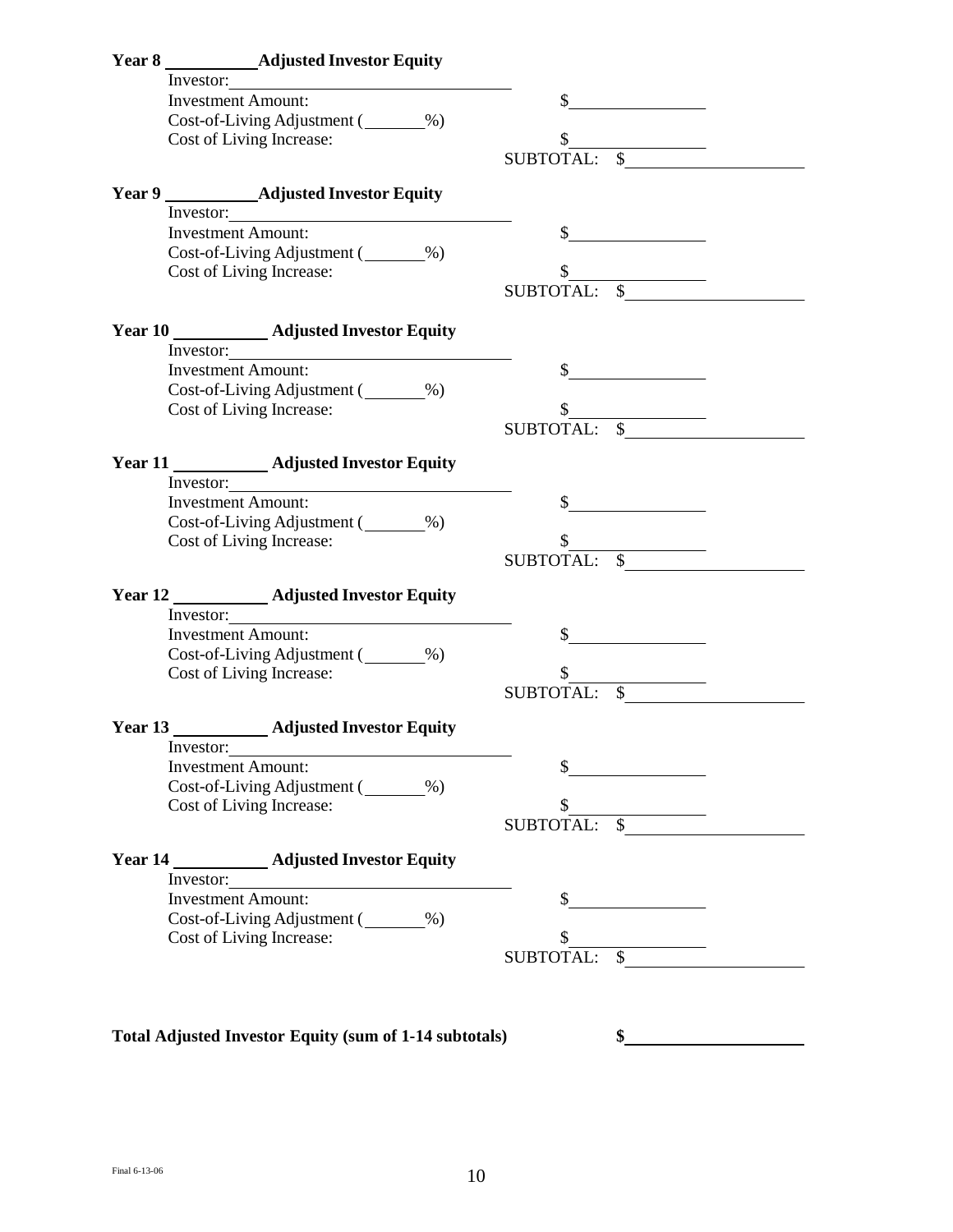**Year 8 \_\_\_\_\_\_\_\_\_\_ Adjusted Investor Equity**

Investor: \_\_\_\_\_\_\_\_\_\_\_\_\_\_\_\_\_\_\_\_\_\_\_\_\_\_\_\_

Investment Amount: $\_\_\_\_\_\_\_\_\_\_\_\_\_\_

Cost-of-Living Adjustment (\_\_\_\_\_\_%)

Cost of Living Increase: $\_\_\_\_\_\_\_\_\_\_\_\_\_\_

SUBTOTAL: $\_\_\_\_\_\_\_\_\_\_\_\_\_\_\_\_\_\_

**Year 9 \_\_\_\_\_\_\_\_\_\_ Adjusted Investor Equity**

Investor: \_\_\_\_\_\_\_\_\_\_\_\_\_\_\_\_\_\_\_\_\_\_\_\_\_\_\_\_

Investment Amount: $\_\_\_\_\_\_\_\_\_\_\_\_\_\_

Cost-of-Living Adjustment (\_\_\_\_\_\_%)

Cost of Living Increase: $\_\_\_\_\_\_\_\_\_\_\_\_\_\_

SUBTOTAL: $\_\_\_\_\_\_\_\_\_\_\_\_\_\_\_\_\_\_

**Year 10 \_\_\_\_\_\_\_\_\_\_ Adjusted Investor Equity**

Investor: \_\_\_\_\_\_\_\_\_\_\_\_\_\_\_\_\_\_\_\_\_\_\_\_\_\_\_\_

Investment Amount: $\_\_\_\_\_\_\_\_\_\_\_\_\_\_

Cost-of-Living Adjustment (\_\_\_\_\_\_%)

Cost of Living Increase: $\_\_\_\_\_\_\_\_\_\_\_\_\_\_

SUBTOTAL: $\_\_\_\_\_\_\_\_\_\_\_\_\_\_\_\_\_\_

**Year 11 \_\_\_\_\_\_\_\_\_\_ Adjusted Investor Equity**

Investor: \_\_\_\_\_\_\_\_\_\_\_\_\_\_\_\_\_\_\_\_\_\_\_\_\_\_\_\_

Investment Amount: $\_\_\_\_\_\_\_\_\_\_\_\_\_\_

Cost-of-Living Adjustment (\_\_\_\_\_\_%)

Cost of Living Increase: $\_\_\_\_\_\_\_\_\_\_\_\_\_\_

SUBTOTAL: $\_\_\_\_\_\_\_\_\_\_\_\_\_\_\_\_\_\_

**Year 12 \_\_\_\_\_\_\_\_\_\_ Adjusted Investor Equity**

Investor: \_\_\_\_\_\_\_\_\_\_\_\_\_\_\_\_\_\_\_\_\_\_\_\_\_\_\_\_

Investment Amount: $\_\_\_\_\_\_\_\_\_\_\_\_\_\_

Cost-of-Living Adjustment (\_\_\_\_\_\_%)

Cost of Living Increase: $\_\_\_\_\_\_\_\_\_\_\_\_\_\_

SUBTOTAL: $\_\_\_\_\_\_\_\_\_\_\_\_\_\_\_\_\_\_

**Year 13 \_\_\_\_\_\_\_\_\_\_ Adjusted Investor Equity**

Investor: \_\_\_\_\_\_\_\_\_\_\_\_\_\_\_\_\_\_\_\_\_\_\_\_\_\_\_\_

Investment Amount: $\_\_\_\_\_\_\_\_\_\_\_\_\_\_

Cost-of-Living Adjustment (\_\_\_\_\_\_%)

Cost of Living Increase: $\_\_\_\_\_\_\_\_\_\_\_\_\_\_

SUBTOTAL: $\_\_\_\_\_\_\_\_\_\_\_\_\_\_\_\_\_\_

**Year 14 \_\_\_\_\_\_\_\_\_\_ Adjusted Investor Equity**

Investor: \_\_\_\_\_\_\_\_\_\_\_\_\_\_\_\_\_\_\_\_\_\_\_\_\_\_\_\_

Investment Amount: $\_\_\_\_\_\_\_\_\_\_\_\_\_\_

Cost-of-Living Adjustment (\_\_\_\_\_\_%)

Cost of Living Increase: $\_\_\_\_\_\_\_\_\_\_\_\_\_\_

SUBTOTAL: $\_\_\_\_\_\_\_\_\_\_\_\_\_\_\_\_\_\_

**Total Adjusted Investor Equity (sum of 1-14 subtotals) $\_\_\_\_\_\_\_\_\_\_\_\_\_\_\_\_\_\_**

Final 6-13-06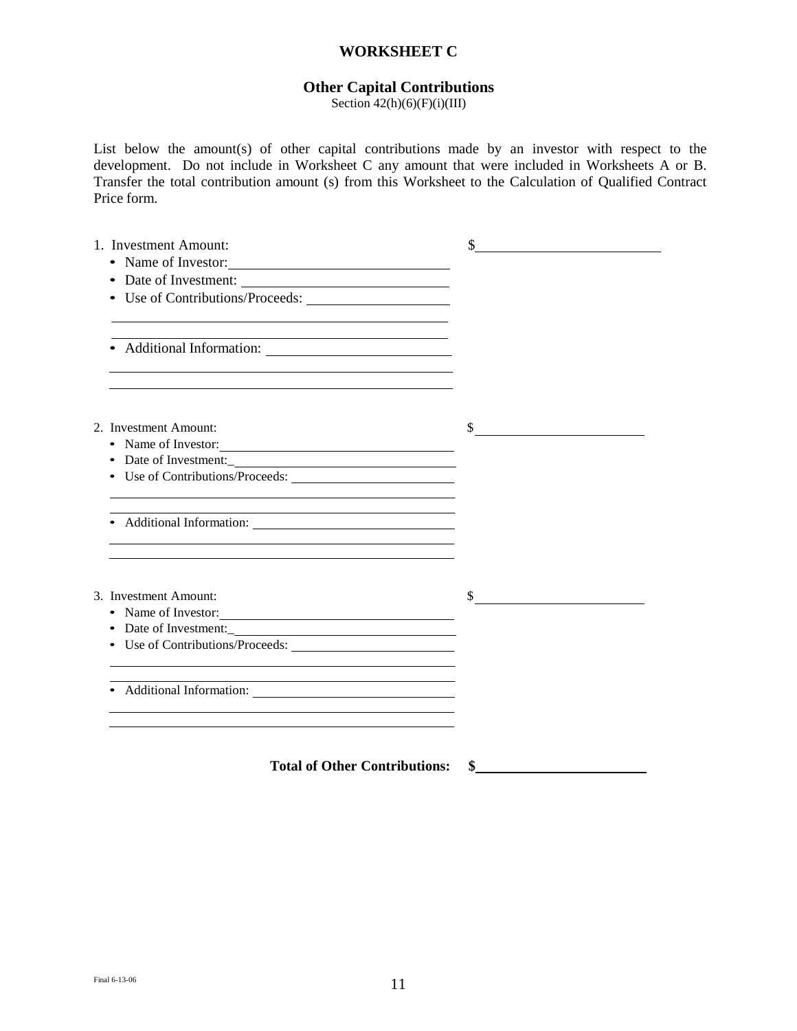# WORKSHEET C

## Other Capital Contributions

Section 42(h)(6)(F)(i)(III)

List below the amount(s) of other capital contributions made by an investor with respect to the development. Do not include in Worksheet C any amount that were included in Worksheets A or B. Transfer the total contribution amount (s) from this Worksheet to the Calculation of Qualified Contract Price form.

1. Investment Amount: $\_\_\_\_\_\_\_\_\_\_\_\_\_\_\_\_\_\_\_\_
   - Name of Investor: \_\_\_\_\_\_\_\_\_\_\_\_\_\_\_\_\_\_\_\_
   - Date of Investment: \_\_\_\_\_\_\_\_\_\_\_\_\_\_\_\_\_\_\_\_
   - Use of Contributions/Proceeds: \_\_\_\_\_\_\_\_\_\_\_\_\_\_\_\_\_\_\_\_

     \_\_\_\_\_\_\_\_\_\_\_\_\_\_\_\_\_\_\_\_\_\_\_\_\_\_\_\_\_\_\_\_\_\_\_\_\_\_\_\_

     \_\_\_\_\_\_\_\_\_\_\_\_\_\_\_\_\_\_\_\_\_\_\_\_\_\_\_\_\_\_\_\_\_\_\_\_\_\_\_\_
   - Additional Information: \_\_\_\_\_\_\_\_\_\_\_\_\_\_\_\_\_\_\_\_

     \_\_\_\_\_\_\_\_\_\_\_\_\_\_\_\_\_\_\_\_\_\_\_\_\_\_\_\_\_\_\_\_\_\_\_\_\_\_\_\_

     \_\_\_\_\_\_\_\_\_\_\_\_\_\_\_\_\_\_\_\_\_\_\_\_\_\_\_\_\_\_\_\_\_\_\_\_\_\_\_\_

2. Investment Amount: $\_\_\_\_\_\_\_\_\_\_\_\_\_\_\_\_\_\_\_\_
   - Name of Investor: \_\_\_\_\_\_\_\_\_\_\_\_\_\_\_\_\_\_\_\_
   - Date of Investment: \_\_\_\_\_\_\_\_\_\_\_\_\_\_\_\_\_\_\_\_
   - Use of Contributions/Proceeds: \_\_\_\_\_\_\_\_\_\_\_\_\_\_\_\_\_\_\_\_

     \_\_\_\_\_\_\_\_\_\_\_\_\_\_\_\_\_\_\_\_\_\_\_\_\_\_\_\_\_\_\_\_\_\_\_\_\_\_\_\_

     \_\_\_\_\_\_\_\_\_\_\_\_\_\_\_\_\_\_\_\_\_\_\_\_\_\_\_\_\_\_\_\_\_\_\_\_\_\_\_\_
   - Additional Information: \_\_\_\_\_\_\_\_\_\_\_\_\_\_\_\_\_\_\_\_

     \_\_\_\_\_\_\_\_\_\_\_\_\_\_\_\_\_\_\_\_\_\_\_\_\_\_\_\_\_\_\_\_\_\_\_\_\_\_\_\_

     \_\_\_\_\_\_\_\_\_\_\_\_\_\_\_\_\_\_\_\_\_\_\_\_\_\_\_\_\_\_\_\_\_\_\_\_\_\_\_\_

3. Investment Amount: $\_\_\_\_\_\_\_\_\_\_\_\_\_\_\_\_\_\_\_\_
   - Name of Investor: \_\_\_\_\_\_\_\_\_\_\_\_\_\_\_\_\_\_\_\_
   - Date of Investment: \_\_\_\_\_\_\_\_\_\_\_\_\_\_\_\_\_\_\_\_
   - Use of Contributions/Proceeds: \_\_\_\_\_\_\_\_\_\_\_\_\_\_\_\_\_\_\_\_

     \_\_\_\_\_\_\_\_\_\_\_\_\_\_\_\_\_\_\_\_\_\_\_\_\_\_\_\_\_\_\_\_\_\_\_\_\_\_\_\_

     \_\_\_\_\_\_\_\_\_\_\_\_\_\_\_\_\_\_\_\_\_\_\_\_\_\_\_\_\_\_\_\_\_\_\_\_\_\_\_\_
   - Additional Information: \_\_\_\_\_\_\_\_\_\_\_\_\_\_\_\_\_\_\_\_

     \_\_\_\_\_\_\_\_\_\_\_\_\_\_\_\_\_\_\_\_\_\_\_\_\_\_\_\_\_\_\_\_\_\_\_\_\_\_\_\_

     \_\_\_\_\_\_\_\_\_\_\_\_\_\_\_\_\_\_\_\_\_\_\_\_\_\_\_\_\_\_\_\_\_\_\_\_\_\_\_\_

**Total of Other Contributions: $\_\_\_\_\_\_\_\_\_\_\_\_\_\_\_\_\_\_\_\_**

Final 6-13-06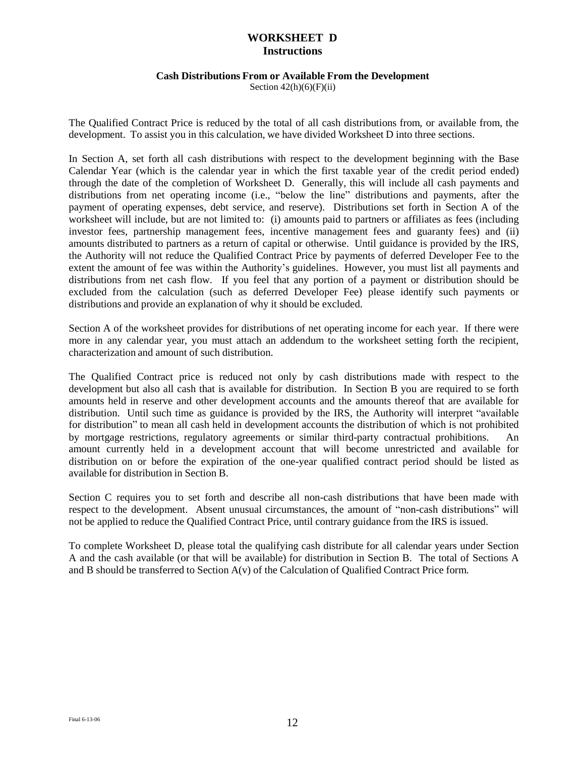# WORKSHEET D
## Instructions

### Cash Distributions From or Available From the Development

Section 42(h)(6)(F)(ii)

The Qualified Contract Price is reduced by the total of all cash distributions from, or available from, the development. To assist you in this calculation, we have divided Worksheet D into three sections.

In Section A, set forth all cash distributions with respect to the development beginning with the Base Calendar Year (which is the calendar year in which the first taxable year of the credit period ended) through the date of the completion of Worksheet D. Generally, this will include all cash payments and distributions from net operating income (i.e., "below the line" distributions and payments, after the payment of operating expenses, debt service, and reserve). Distributions set forth in Section A of the worksheet will include, but are not limited to: (i) amounts paid to partners or affiliates as fees (including investor fees, partnership management fees, incentive management fees and guaranty fees) and (ii) amounts distributed to partners as a return of capital or otherwise. Until guidance is provided by the IRS, the Authority will not reduce the Qualified Contract Price by payments of deferred Developer Fee to the extent the amount of fee was within the Authority's guidelines. However, you must list all payments and distributions from net cash flow. If you feel that any portion of a payment or distribution should be excluded from the calculation (such as deferred Developer Fee) please identify such payments or distributions and provide an explanation of why it should be excluded.

Section A of the worksheet provides for distributions of net operating income for each year. If there were more in any calendar year, you must attach an addendum to the worksheet setting forth the recipient, characterization and amount of such distribution.

The Qualified Contract price is reduced not only by cash distributions made with respect to the development but also all cash that is available for distribution. In Section B you are required to se forth amounts held in reserve and other development accounts and the amounts thereof that are available for distribution. Until such time as guidance is provided by the IRS, the Authority will interpret "available for distribution" to mean all cash held in development accounts the distribution of which is not prohibited by mortgage restrictions, regulatory agreements or similar third-party contractual prohibitions. An amount currently held in a development account that will become unrestricted and available for distribution on or before the expiration of the one-year qualified contract period should be listed as available for distribution in Section B.

Section C requires you to set forth and describe all non-cash distributions that have been made with respect to the development. Absent unusual circumstances, the amount of "non-cash distributions" will not be applied to reduce the Qualified Contract Price, until contrary guidance from the IRS is issued.

To complete Worksheet D, please total the qualifying cash distribute for all calendar years under Section A and the cash available (or that will be available) for distribution in Section B. The total of Sections A and B should be transferred to Section A(v) of the Calculation of Qualified Contract Price form.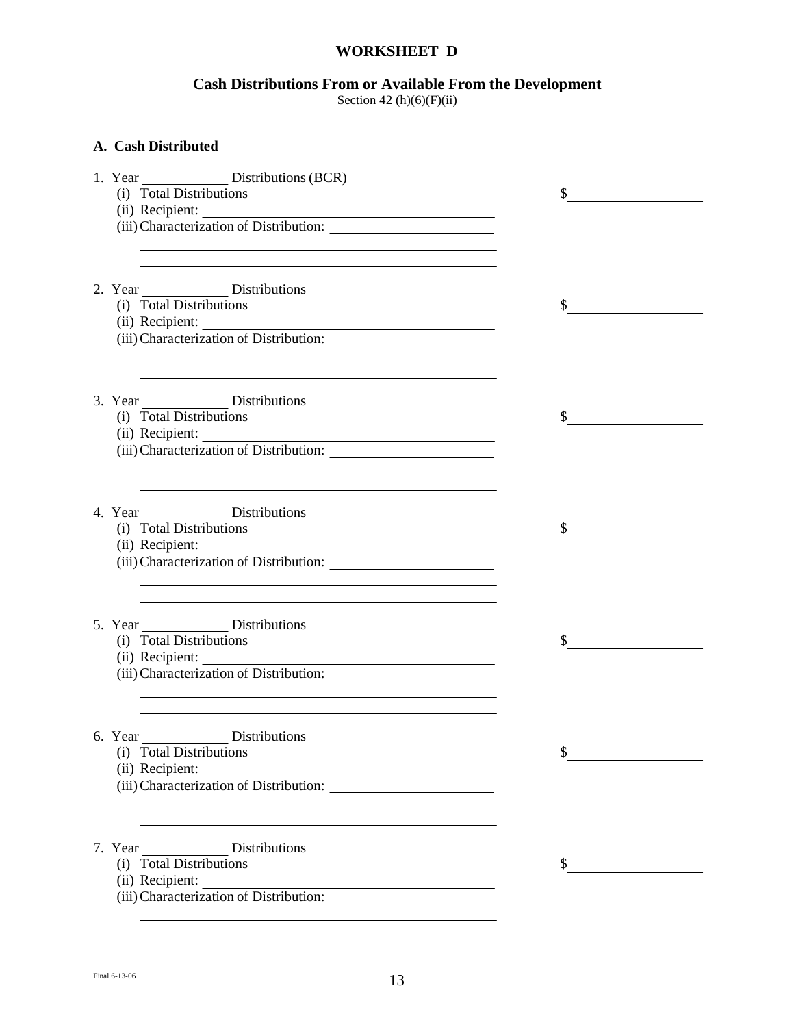# WORKSHEET D

## Cash Distributions From or Available From the Development

Section 42 (h)(6)(F)(ii)

### A. Cash Distributed

1. Year ____________ Distributions (BCR)
   - (i) Total Distributions $____________
   - (ii) Recipient: ____________
   - (iii) Characterization of Distribution: ____________

     ____________

     ____________

2. Year ____________ Distributions
   - (i) Total Distributions $____________
   - (ii) Recipient: ____________
   - (iii) Characterization of Distribution: ____________

     ____________

     ____________

3. Year ____________ Distributions
   - (i) Total Distributions $____________
   - (ii) Recipient: ____________
   - (iii) Characterization of Distribution: ____________

     ____________

     ____________

4. Year ____________ Distributions
   - (i) Total Distributions $____________
   - (ii) Recipient: ____________
   - (iii) Characterization of Distribution: ____________

     ____________

     ____________

5. Year ____________ Distributions
   - (i) Total Distributions $____________
   - (ii) Recipient: ____________
   - (iii) Characterization of Distribution: ____________

     ____________

     ____________

6. Year ____________ Distributions
   - (i) Total Distributions $____________
   - (ii) Recipient: ____________
   - (iii) Characterization of Distribution: ____________

     ____________

     ____________

7. Year ____________ Distributions
   - (i) Total Distributions $____________
   - (ii) Recipient: ____________
   - (iii) Characterization of Distribution: ____________

     ____________

     ____________

Final 6-13-06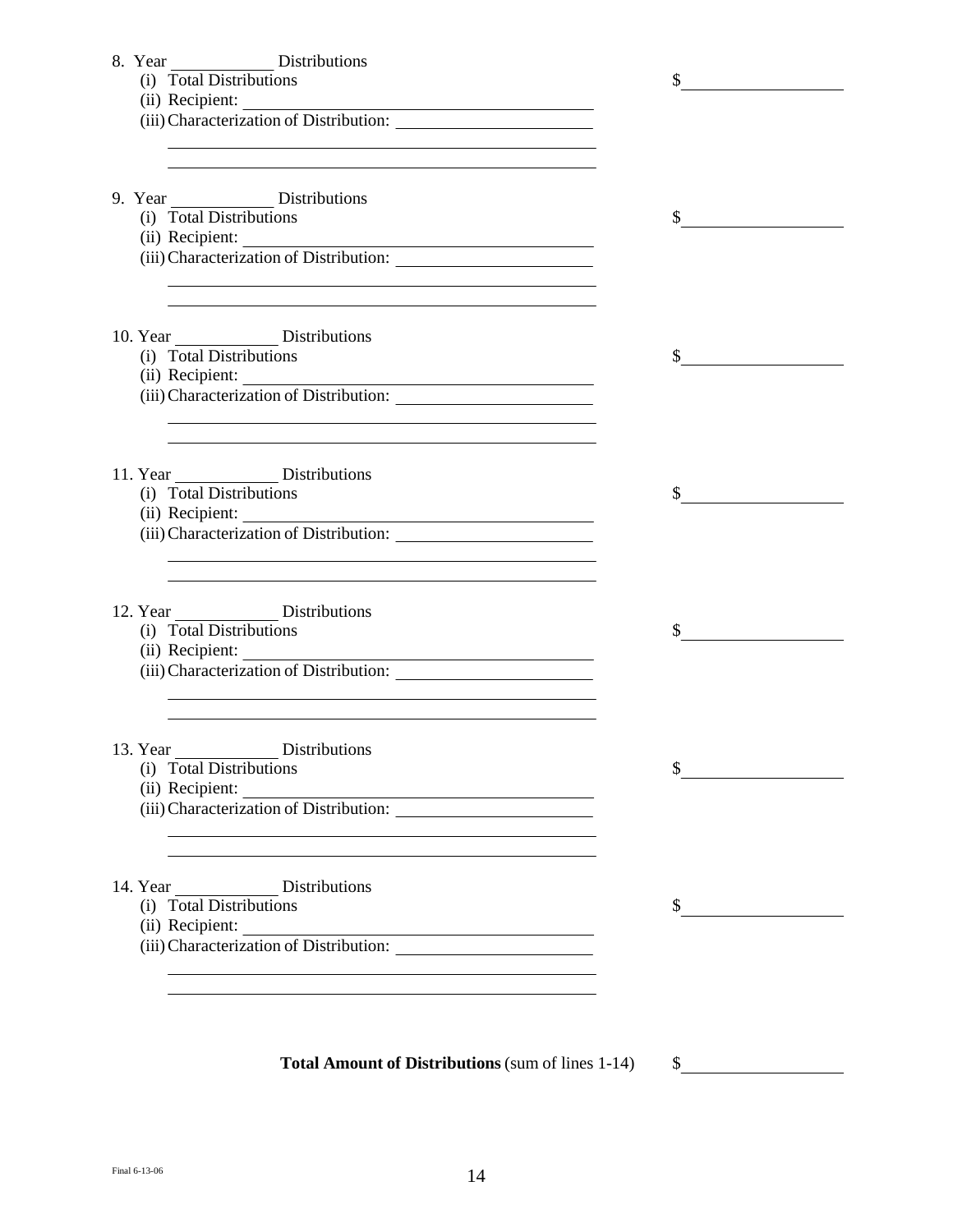8. Year ____________ Distributions
   (i) Total Distributions $__________________
   (ii) Recipient: ________________________________________
   (iii) Characterization of Distribution: ______________________
   ________________________________________________
   ________________________________________________

9. Year ____________ Distributions
   (i) Total Distributions $__________________
   (ii) Recipient: ________________________________________
   (iii) Characterization of Distribution: ______________________
   ________________________________________________
   ________________________________________________

10. Year ____________ Distributions
   (i) Total Distributions $__________________
   (ii) Recipient: ________________________________________
   (iii) Characterization of Distribution: ______________________
   ________________________________________________
   ________________________________________________

11. Year ____________ Distributions
   (i) Total Distributions $__________________
   (ii) Recipient: ________________________________________
   (iii) Characterization of Distribution: ______________________
   ________________________________________________
   ________________________________________________

12. Year ____________ Distributions
   (i) Total Distributions $__________________
   (ii) Recipient: ________________________________________
   (iii) Characterization of Distribution: ______________________
   ________________________________________________
   ________________________________________________

13. Year ____________ Distributions
   (i) Total Distributions $__________________
   (ii) Recipient: ________________________________________
   (iii) Characterization of Distribution: ______________________
   ________________________________________________
   ________________________________________________

14. Year ____________ Distributions
   (i) Total Distributions $__________________
   (ii) Recipient: ________________________________________
   (iii) Characterization of Distribution: ______________________
   ________________________________________________
   ________________________________________________

**Total Amount of Distributions** (sum of lines 1-14) $__________________

Final 6-13-06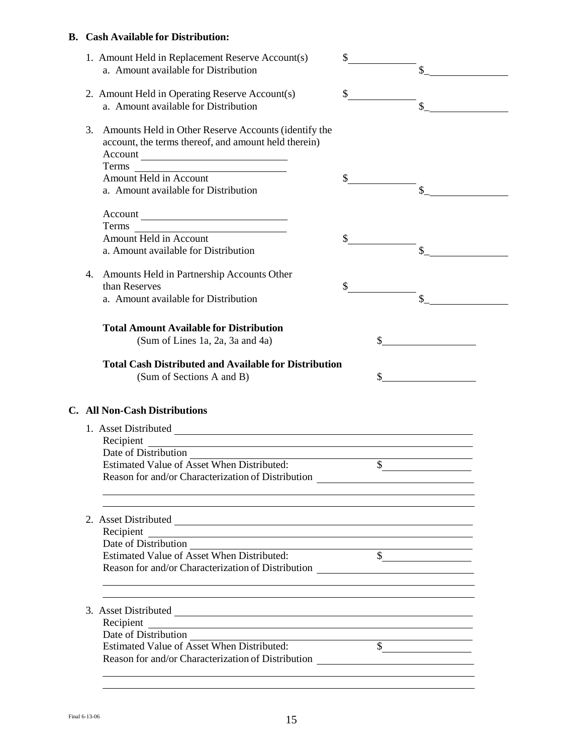**B. Cash Available for Distribution:**

1. Amount Held in Replacement Reserve Account(s) $\_\_\_\_\_\_\_\_\_\_
   a. Amount available for Distribution $\_\_\_\_\_\_\_\_\_\_

2. Amount Held in Operating Reserve Account(s) $\_\_\_\_\_\_\_\_\_\_
   a. Amount available for Distribution $\_\_\_\_\_\_\_\_\_\_

3. Amounts Held in Other Reserve Accounts (identify the account, the terms thereof, and amount held therein)
   Account \_\_\_\_\_\_\_\_\_\_\_\_\_\_\_\_\_\_\_\_
   Terms \_\_\_\_\_\_\_\_\_\_\_\_\_\_\_\_\_\_\_\_
   Amount Held in Account $\_\_\_\_\_\_\_\_\_\_
   a. Amount available for Distribution $\_\_\_\_\_\_\_\_\_\_

   Account \_\_\_\_\_\_\_\_\_\_\_\_\_\_\_\_\_\_\_\_
   Terms \_\_\_\_\_\_\_\_\_\_\_\_\_\_\_\_\_\_\_\_
   Amount Held in Account $\_\_\_\_\_\_\_\_\_\_
   a. Amount available for Distribution $\_\_\_\_\_\_\_\_\_\_

4. Amounts Held in Partnership Accounts Other than Reserves $\_\_\_\_\_\_\_\_\_\_
   a. Amount available for Distribution $\_\_\_\_\_\_\_\_\_\_

**Total Amount Available for Distribution**
(Sum of Lines 1a, 2a, 3a and 4a) $\_\_\_\_\_\_\_\_\_\_

**Total Cash Distributed and Available for Distribution**
(Sum of Sections A and B) $\_\_\_\_\_\_\_\_\_\_

**C. All Non-Cash Distributions**

1. Asset Distributed \_\_\_\_\_\_\_\_\_\_\_\_\_\_\_\_\_\_\_\_
   Recipient \_\_\_\_\_\_\_\_\_\_\_\_\_\_\_\_\_\_\_\_
   Date of Distribution \_\_\_\_\_\_\_\_\_\_\_\_\_\_\_\_\_\_\_\_
   Estimated Value of Asset When Distributed: $\_\_\_\_\_\_\_\_\_\_
   Reason for and/or Characterization of Distribution \_\_\_\_\_\_\_\_\_\_\_\_\_\_\_\_\_\_\_\_

2. Asset Distributed \_\_\_\_\_\_\_\_\_\_\_\_\_\_\_\_\_\_\_\_
   Recipient \_\_\_\_\_\_\_\_\_\_\_\_\_\_\_\_\_\_\_\_
   Date of Distribution \_\_\_\_\_\_\_\_\_\_\_\_\_\_\_\_\_\_\_\_
   Estimated Value of Asset When Distributed: $\_\_\_\_\_\_\_\_\_\_
   Reason for and/or Characterization of Distribution \_\_\_\_\_\_\_\_\_\_\_\_\_\_\_\_\_\_\_\_

3. Asset Distributed \_\_\_\_\_\_\_\_\_\_\_\_\_\_\_\_\_\_\_\_
   Recipient \_\_\_\_\_\_\_\_\_\_\_\_\_\_\_\_\_\_\_\_
   Date of Distribution \_\_\_\_\_\_\_\_\_\_\_\_\_\_\_\_\_\_\_\_
   Estimated Value of Asset When Distributed: $\_\_\_\_\_\_\_\_\_\_
   Reason for and/or Characterization of Distribution \_\_\_\_\_\_\_\_\_\_\_\_\_\_\_\_\_\_\_\_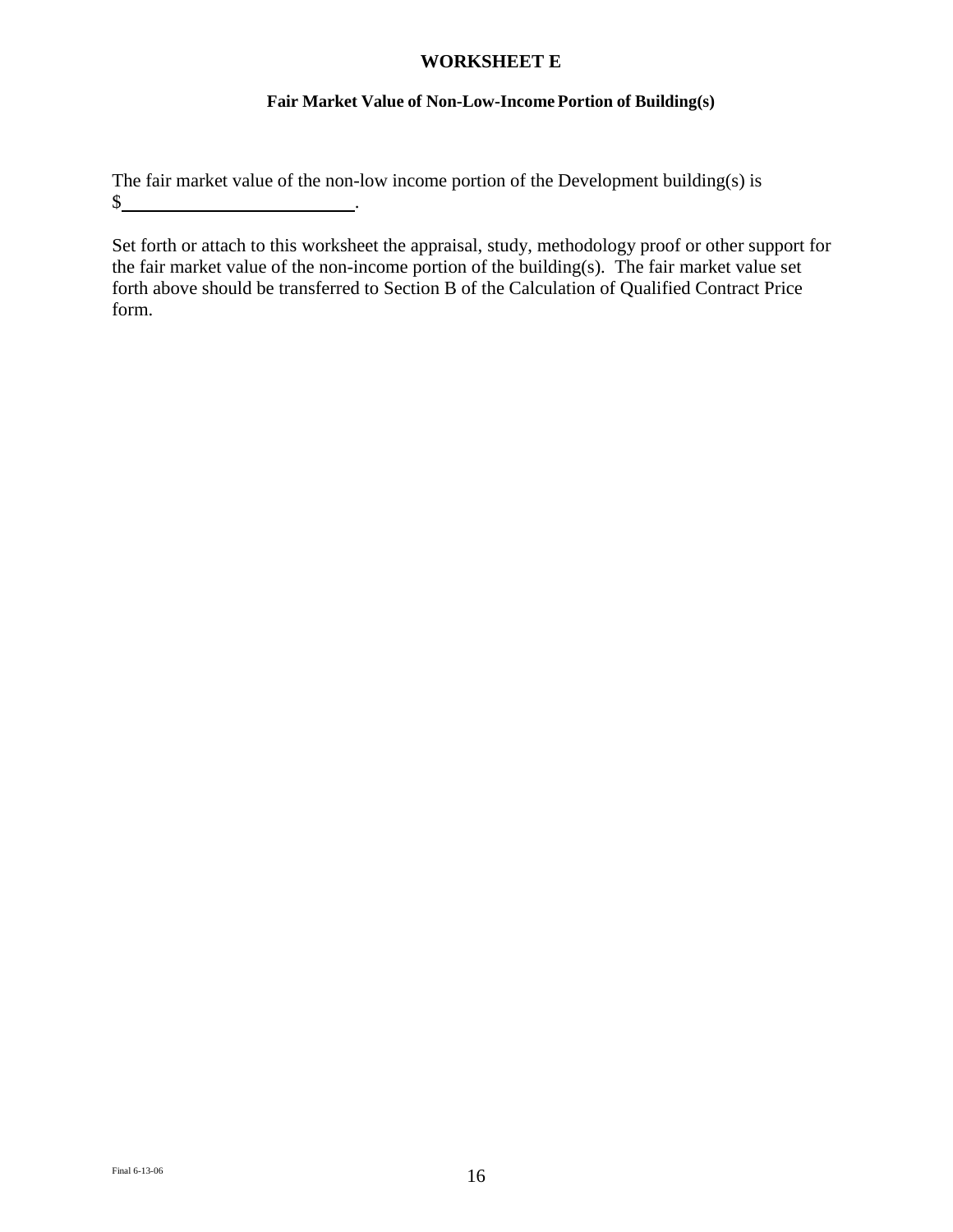# WORKSHEET E

## Fair Market Value of Non-Low-Income Portion of Building(s)

The fair market value of the non-low income portion of the Development building(s) is
$\_\_\_\_\_\_\_\_\_\_\_\_\_\_\_\_\_\_\_\_\_\_\_\_\_.

Set forth or attach to this worksheet the appraisal, study, methodology proof or other support for the fair market value of the non-income portion of the building(s). The fair market value set forth above should be transferred to Section B of the Calculation of Qualified Contract Price form.